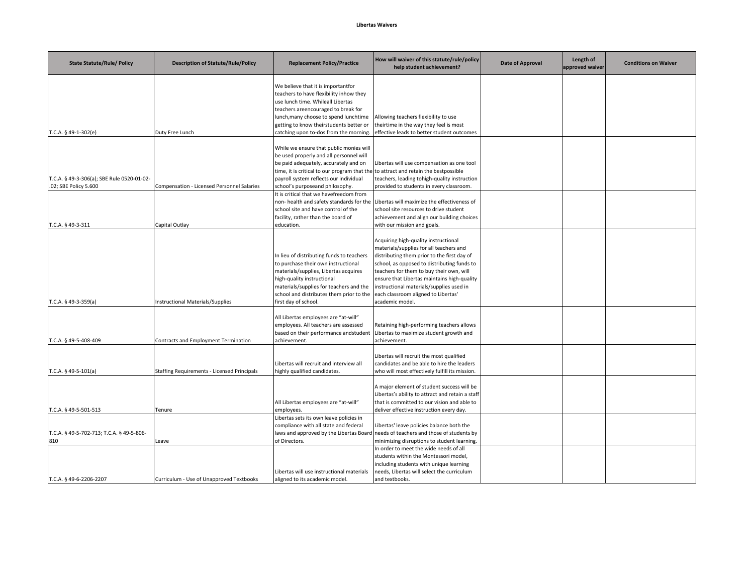**Libertas Waivers**

| State Statute/Rule/ Policy | Description of Statute/Rule/Policy | Replacement Policy/Practice | How will waiver of this statute/rule/policy help student achievement? | Date of Approval | Length of approved waiver | Conditions on Waiver |
|---|---|---|---|---|---|---|
| T.C.A. § 49-1-302(e) | Duty Free Lunch | We believe that it is importantfor teachers to have flexibility inhow they use lunch time. Whileall Libertas teachers areencouraged to break for lunch,many choose to spend lunchtime getting to know theirstudents better or catching upon to-dos from the morning. | Allowing teachers flexibility to use theirtime in the way they feel is most effective leads to better student outcomes | | | |
| T.C.A. § 49-3-306(a); SBE Rule 0520-01-02-.02; SBE Policy 5.600 | Compensation - Licensed Personnel Salaries | While we ensure that public monies will be used properly and all personnel will be paid adequately, accurately and on time, it is critical to our program that the payroll system reflects our individual school's purposeand philosophy. | Libertas will use compensation as one tool to attract and retain the bestpossible teachers, leading tohigh-quality instruction provided to students in every classroom. | | | |
| T.C.A. § 49-3-311 | Capital Outlay | It is critical that we havefreedom from non- health and safety standards for the school site and have control of the facility, rather than the board of education. | Libertas will maximize the effectiveness of school site resources to drive student achievement and align our building choices with our mission and goals. | | | |
| T.C.A. § 49-3-359(a) | Instructional Materials/Supplies | In lieu of distributing funds to teachers to purchase their own instructional materials/supplies, Libertas acquires high-quality instructional materials/supplies for teachers and the school and distributes them prior to the first day of school. | Acquiring high-quality instructional materials/supplies for all teachers and distributing them prior to the first day of school, as opposed to distributing funds to teachers for them to buy their own, will ensure that Libertas maintains high-quality instructional materials/supplies used in each classroom aligned to Libertas' academic model. | | | |
| T.C.A. § 49-5-408-409 | Contracts and Employment Termination | All Libertas employees are "at-will" employees. All teachers are assessed based on their performance andstudent achievement. | Retaining high-performing teachers allows Libertas to maximize student growth and achievement. | | | |
| T.C.A. § 49-5-101(a) | Staffing Requirements - Licensed Principals | Libertas will recruit and interview all highly qualified candidates. | Libertas will recruit the most qualified candidates and be able to hire the leaders who will most effectively fulfill its mission. | | | |
| T.C.A. § 49-5-501-513 | Tenure | All Libertas employees are "at-will" employees. | A major element of student success will be Libertas's ability to attract and retain a staff that is committed to our vision and able to deliver effective instruction every day. | | | |
| T.C.A. § 49-5-702-713; T.C.A. § 49-5-806-810 | Leave | Libertas sets its own leave policies in compliance with all state and federal laws and approved by the Libertas Board of Directors. | Libertas' leave policies balance both the needs of teachers and those of students by minimizing disruptions to student learning. | | | |
| T.C.A. § 49-6-2206-2207 | Curriculum - Use of Unapproved Textbooks | Libertas will use instructional materials aligned to its academic model. | In order to meet the wide needs of all students within the Montessori model, including students with unique learning needs, Libertas will select the curriculum and textbooks. | | | |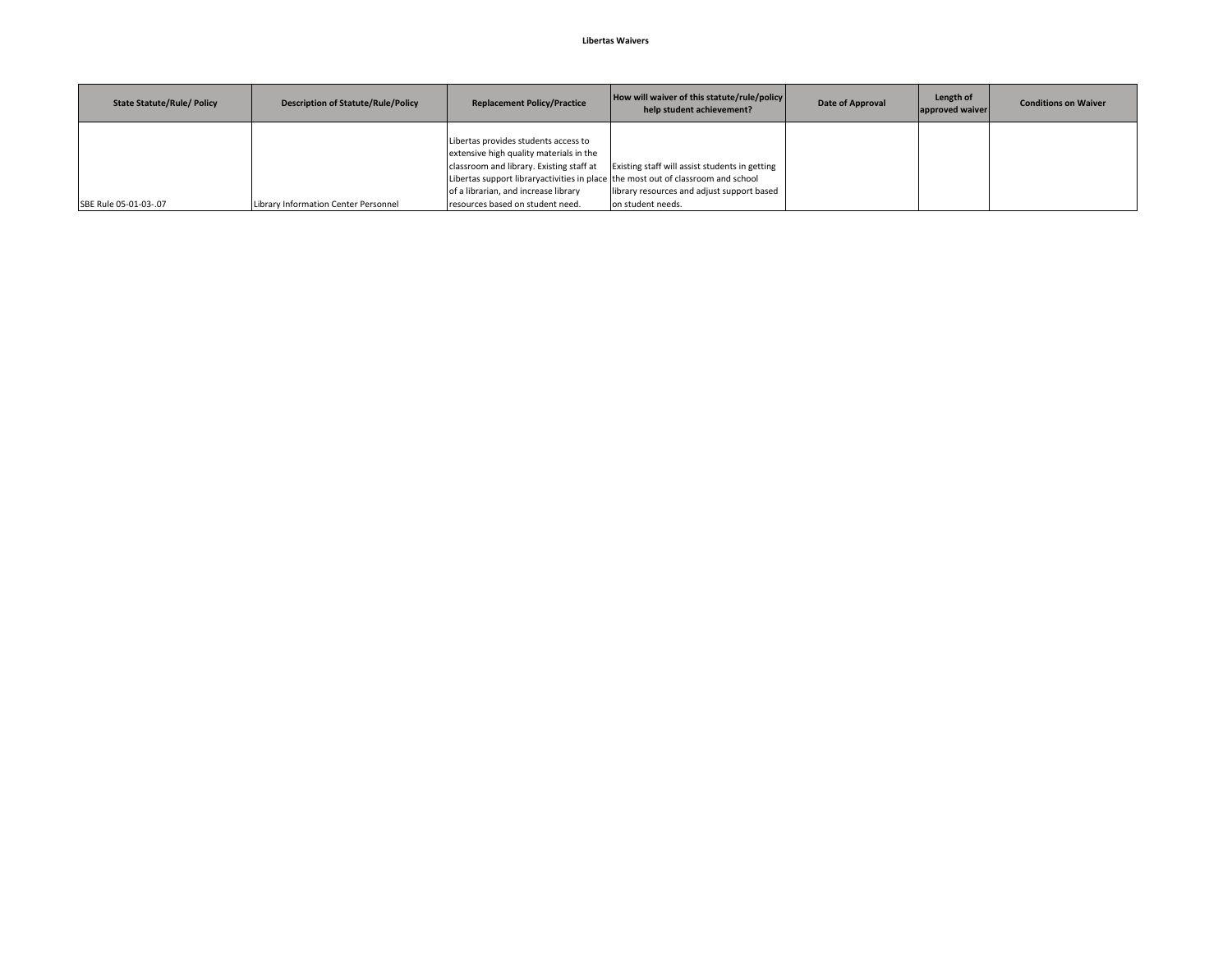**Libertas Waivers**

| State Statute/Rule/ Policy | Description of Statute/Rule/Policy | Replacement Policy/Practice | How will waiver of this statute/rule/policy help student achievement? | Date of Approval | Length of approved waiver | Conditions on Waiver |
|---|---|---|---|---|---|---|
| SBE Rule 05-01-03-.07 | Library Information Center Personnel | Libertas provides students access to extensive high quality materials in the classroom and library. Existing staff at Libertas support libraryactivities in place of a librarian, and increase library resources based on student need. | Existing staff will assist students in getting the most out of classroom and school library resources and adjust support based on student needs. | | | |